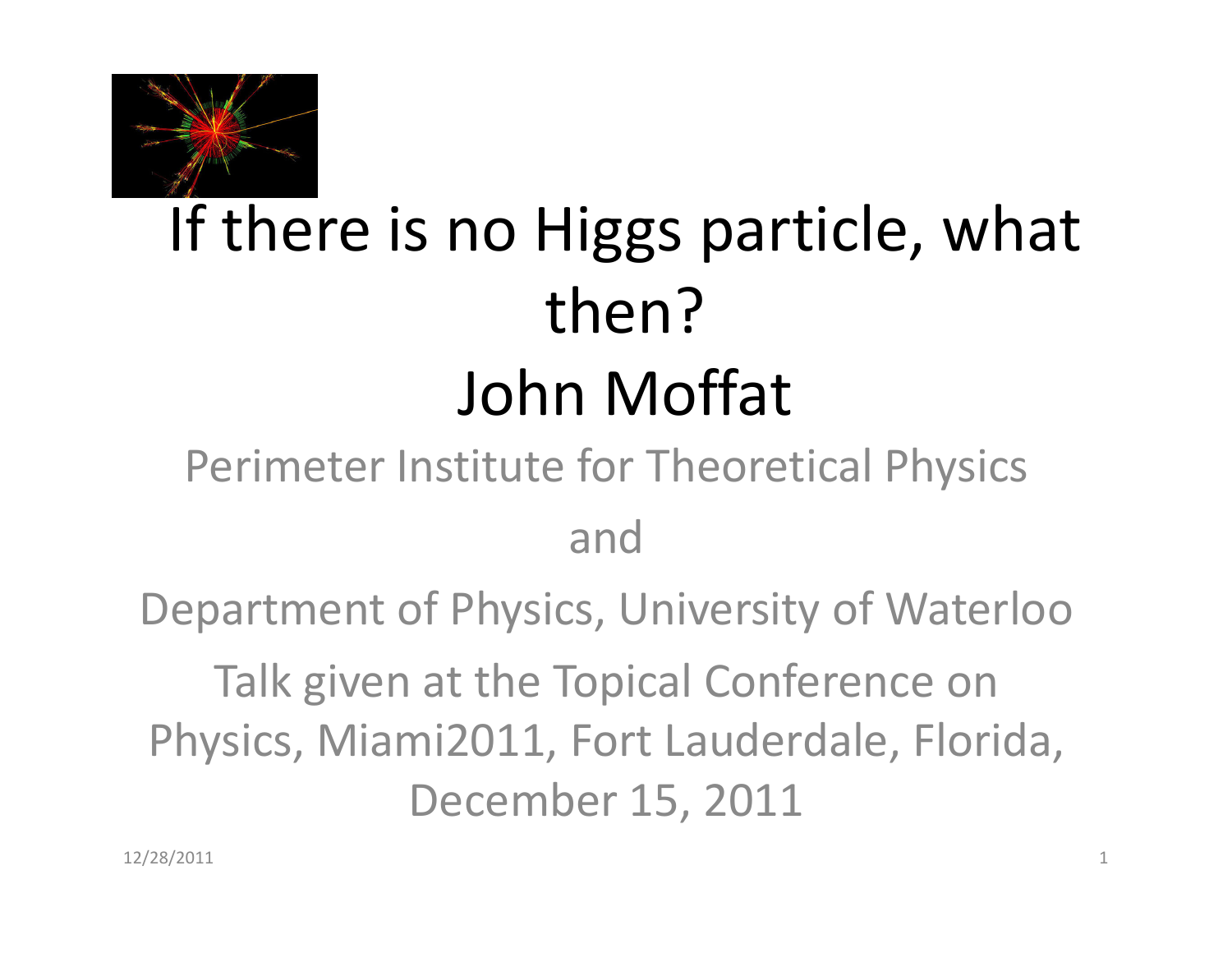# If there is no Higgs particle, what then?

# John Moffat

Perimeter Institute for Theoretical Physics

and

Department of Physics, University of Waterloo

Talk given at the Topical Conference on Physics, Miami2011, Fort Lauderdale, Florida, December 15, 2011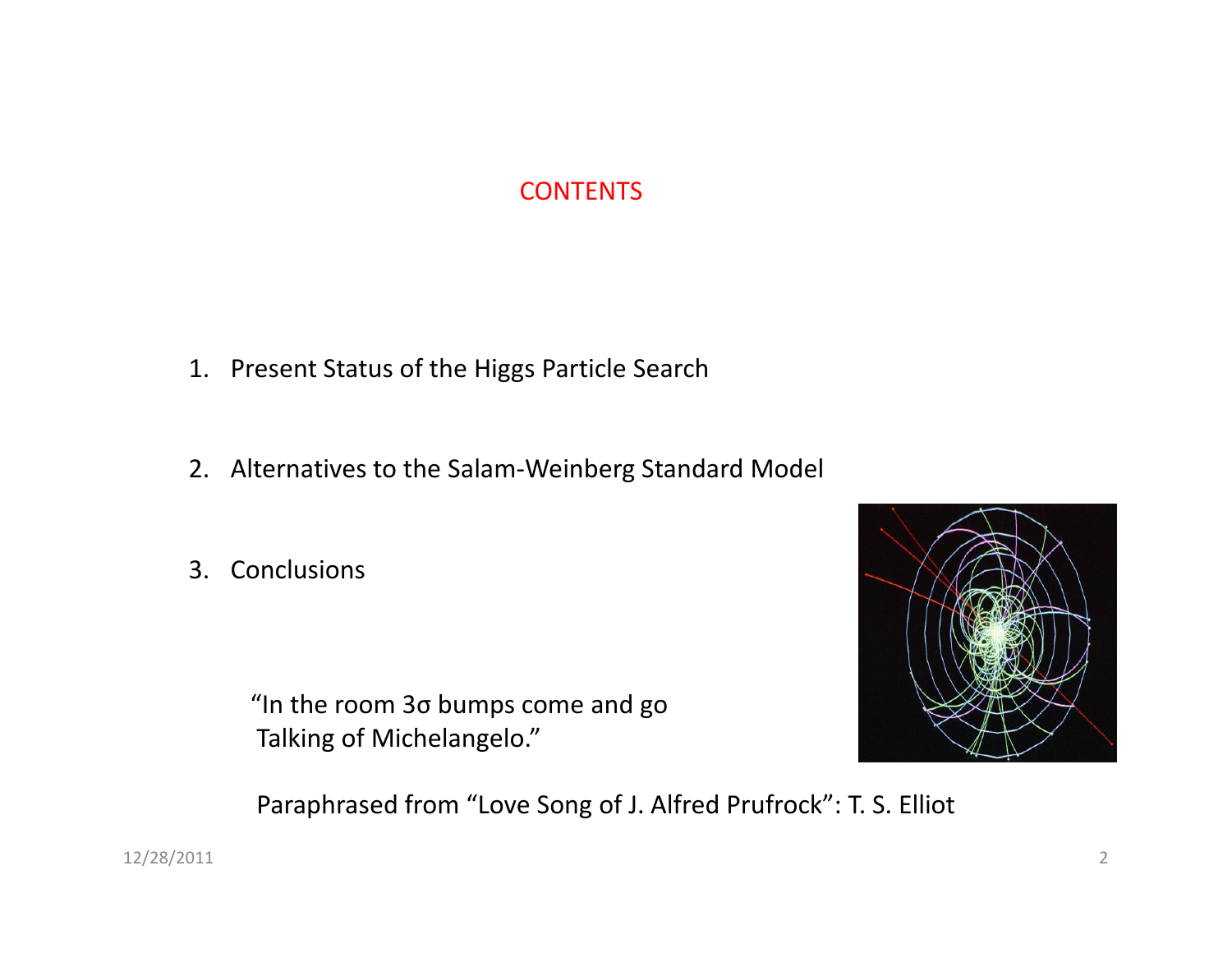# CONTENTS

1. Present Status of the Higgs Particle Search

2. Alternatives to the Salam-Weinberg Standard Model

3. Conclusions

"In the room 3σ bumps come and go
Talking of Michelangelo."

Paraphrased from "Love Song of J. Alfred Prufrock": T. S. Elliot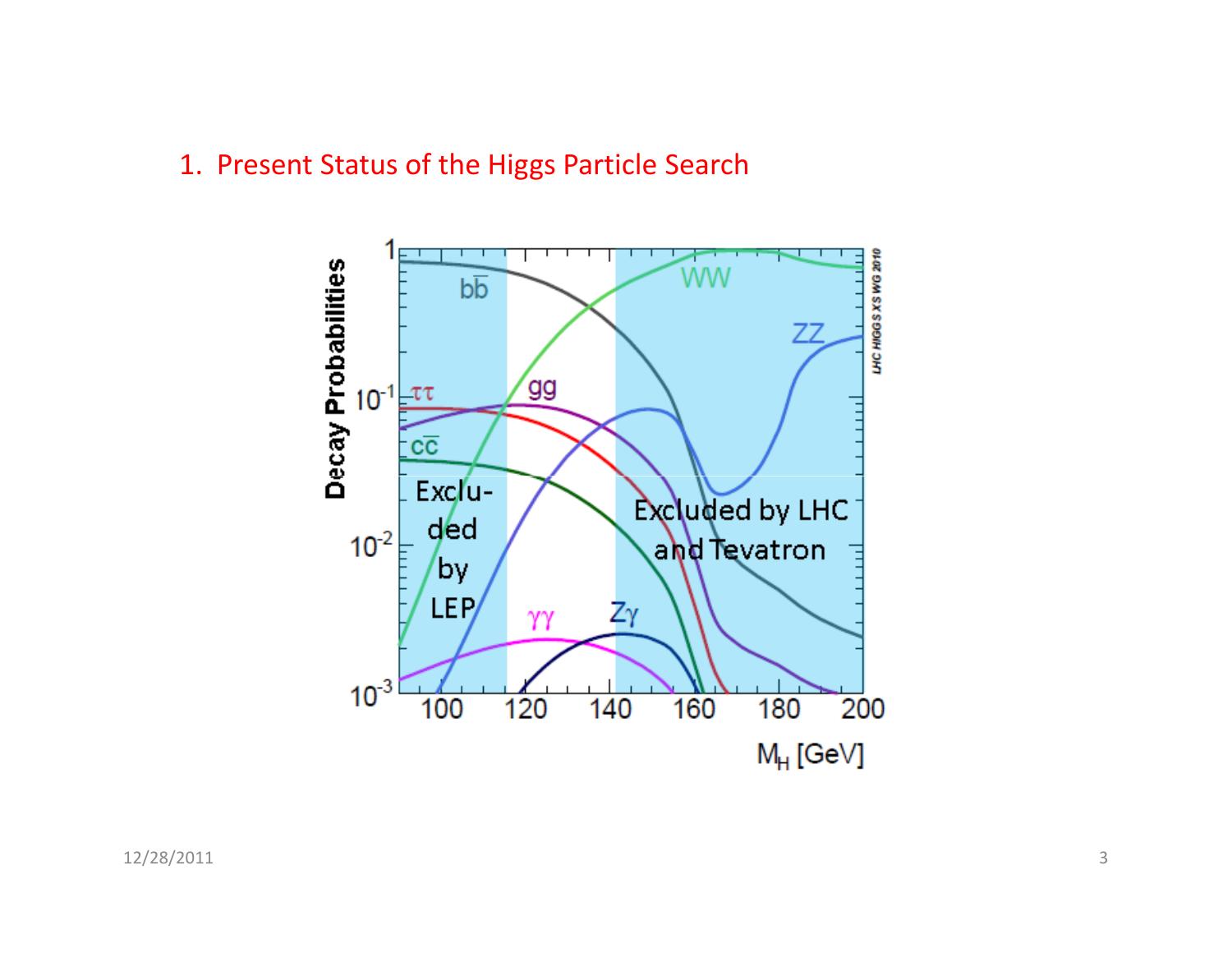## 1. Present Status of the Higgs Particle Search

Decay Probabilities

1

$10^{-1}$

$10^{-2}$

$10^{-3}$

100 120 140 160 180 200

$M_H$ [GeV]

$b\bar{b}$

WW

ZZ

$\tau\tau$

gg

$c\bar{c}$

$\gamma\gamma$

$Z\gamma$

Exclu-ded by LEP

Excluded by LHC and Tevatron

LHC HIGGS XS WG 2010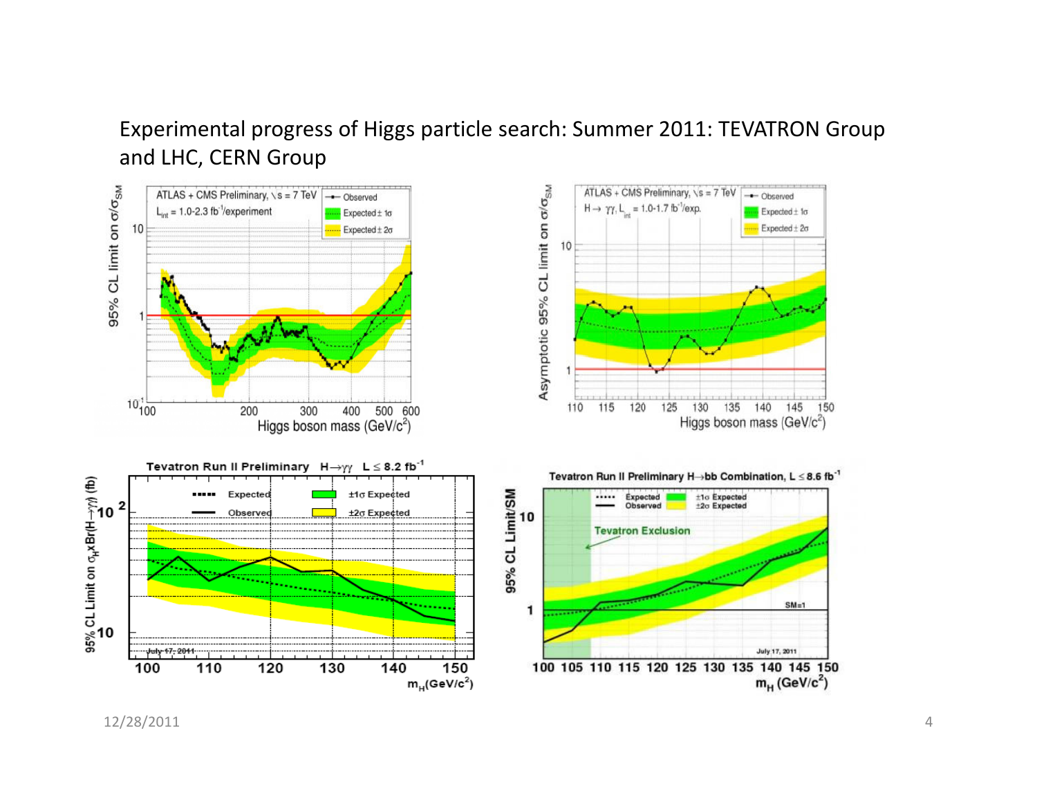Experimental progress of Higgs particle search: Summer 2011: TEVATRON Group and LHC, CERN Group

ATLAS + CMS Preliminary, $\sqrt{s}$ = 7 TeV
$L_{int}$ = 1.0-2.3 fb$^{-1}$/experiment
Observed
Expected ± 1σ
Expected ± 2σ
95% CL limit on $\sigma/\sigma_{SM}$
$10^{-1}$
1
10
100
200
300
400
500
600
Higgs boson mass (GeV/c$^2$)

ATLAS + CMS Preliminary, $\sqrt{s}$ = 7 TeV
$H \rightarrow \gamma\gamma$, $L_{int}$ = 1.0-1.7 fb$^{-1}$/exp.
Observed
Expected ± 1σ
Expected ± 2σ
Asymptotic 95% CL limit on $\sigma/\sigma_{SM}$
1
10
110
115
120
125
130
135
140
145
150
Higgs boson mass (GeV/c$^2$)

Tevatron Run II Preliminary $H \rightarrow \gamma\gamma$ L ≤ 8.2 fb$^{-1}$
Expected
Observed
±1σ Expected
±2σ Expected
95% CL Limit on $\sigma_H$xBr($H \rightarrow \gamma\gamma$) (fb)
10
$10^2$
July 17, 2011
100
110
120
130
140
150
$m_H$(GeV/c$^2$)

Tevatron Run II Preliminary H→bb Combination, L ≤ 8.6 fb$^{-1}$
Expected
Observed
±1σ Expected
±2σ Expected
Tevatron Exclusion
SM=1
95% CL Limit/SM
1
10
July 17, 2011
100
105
110
115
120
125
130
135
140
145
150
$m_H$ (GeV/c$^2$)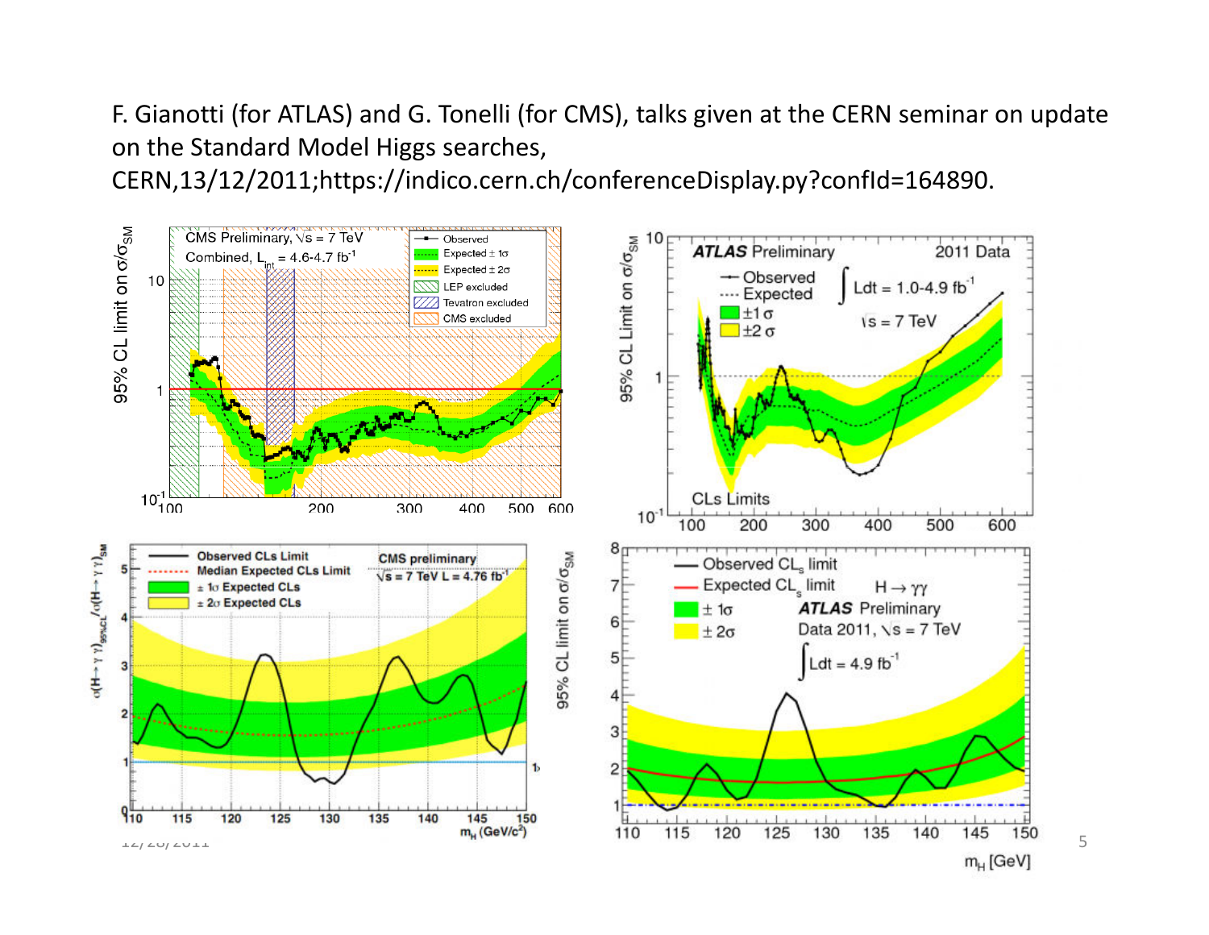F. Gianotti (for ATLAS) and G. Tonelli (for CMS), talks given at the CERN seminar on update on the Standard Model Higgs searches, CERN,13/12/2011;https://indico.cern.ch/conferenceDisplay.py?confId=164890.

CMS Preliminary, $\sqrt{s}$ = 7 TeV
Combined, $L_{int}$ = 4.6-4.7 fb$^{-1}$
Observed
Expected ± 1σ
Expected ± 2σ
LEP excluded
Tevatron excluded
CMS excluded
95% CL limit on $\sigma/\sigma_{SM}$
10
1
$10^{-1}$
100
200
300
400
500
600

ATLAS Preliminary
2011 Data
Observed
Expected
±1 σ
±2 σ
$\int Ldt$ = 1.0-4.9 fb$^{-1}$
$\sqrt{s}$ = 7 TeV
CLs Limits
95% CL Limit on $\sigma/\sigma_{SM}$
10
1
$10^{-1}$
100
200
300
400
500
600

Observed CLs Limit
Median Expected CLs Limit
± 1σ Expected CLs
± 2σ Expected CLs
CMS preliminary
$\sqrt{s}$ = 7 TeV L = 4.76 fb$^{-1}$
$\sigma(H \rightarrow \gamma\gamma)_{95\%CL}/\sigma(H \rightarrow \gamma\gamma)_{SM}$
95% CL limit on $\sigma/\sigma_{SM}$
$m_H$ (GeV/c$^2$)
0
1
2
3
4
5
110
115
120
125
130
135
140
145
150

Observed $CL_s$ limit
Expected $CL_s$ limit
± 1σ
± 2σ
$H \rightarrow \gamma\gamma$
ATLAS Preliminary
Data 2011, $\sqrt{s}$ = 7 TeV
$\int Ldt$ = 4.9 fb$^{-1}$
$m_H$ [GeV]
1
2
3
4
5
6
7
8
110
115
120
125
130
135
140
145
150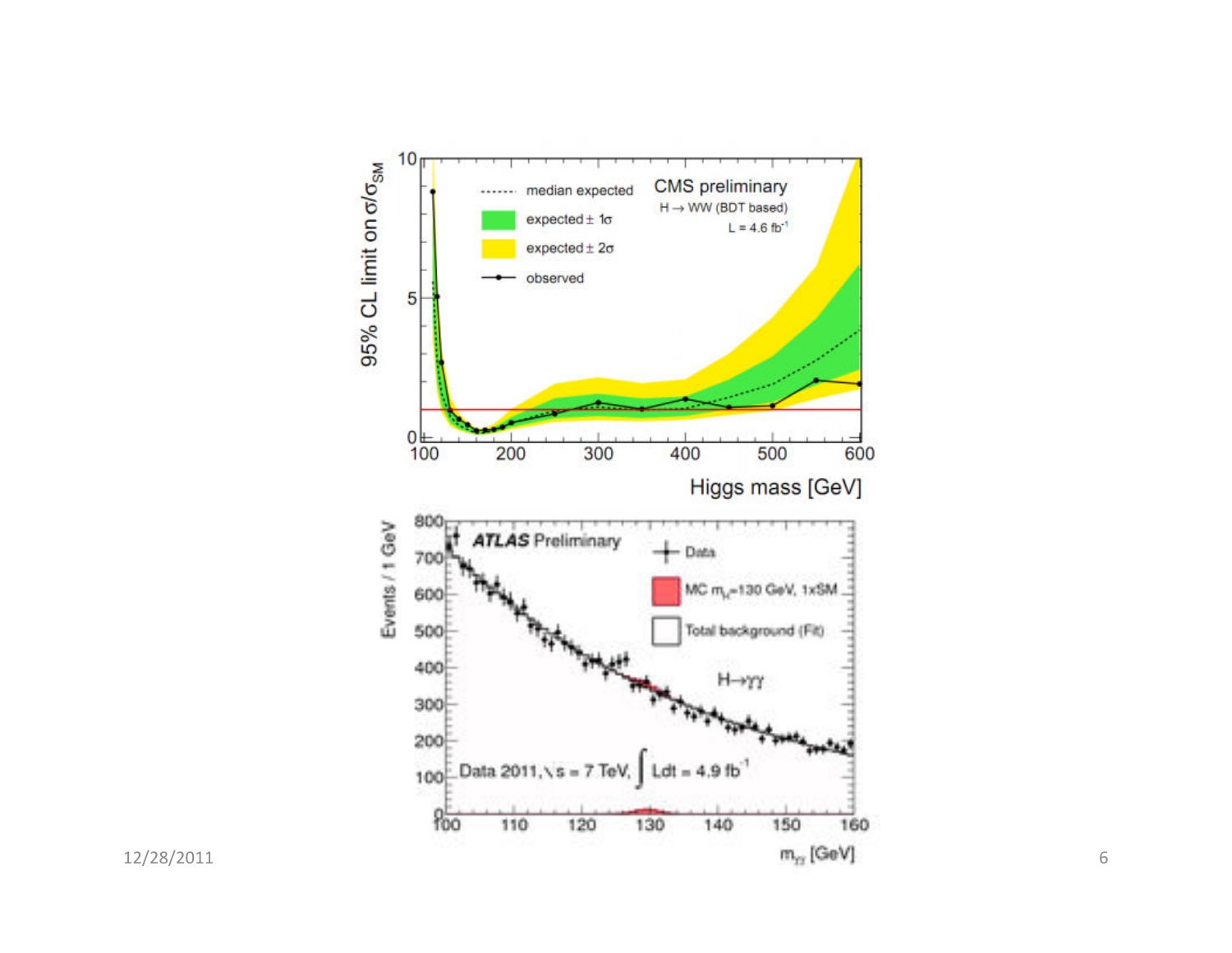CMS preliminary

$H \rightarrow WW$ (BDT based)

$L = 4.6\ fb^{-1}$

- median expected
- expected ± 1σ
- expected ± 2σ
- observed

95% CL limit on $\sigma/\sigma_{SM}$

Higgs mass [GeV]

*ATLAS* Preliminary

- Data
- MC $m_H$=130 GeV, 1xSM
- Total background (Fit)

$H \rightarrow \gamma\gamma$

Data 2011, $\sqrt{s}$ = 7 TeV, $\int Ldt = 4.9\ fb^{-1}$

Events / 1 GeV

$m_{\gamma\gamma}$ [GeV]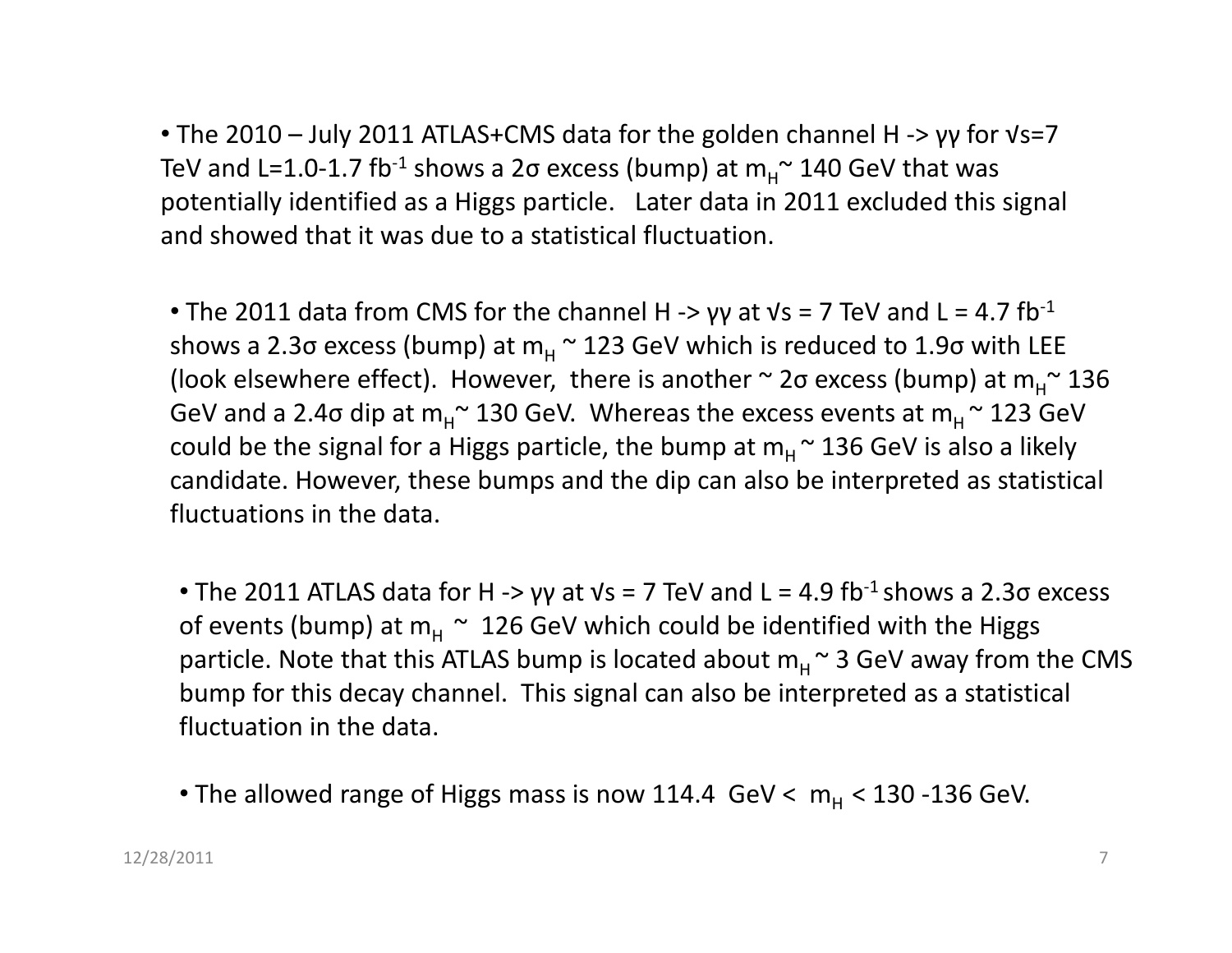- The 2010 – July 2011 ATLAS+CMS data for the golden channel H -> γγ for $\sqrt{s}$=7 TeV and L=1.0-1.7 $fb^{-1}$ shows a 2σ excess (bump) at $m_H$~ 140 GeV that was potentially identified as a Higgs particle. Later data in 2011 excluded this signal and showed that it was due to a statistical fluctuation.

- The 2011 data from CMS for the channel H -> γγ at $\sqrt{s}$ = 7 TeV and L = 4.7 $fb^{-1}$ shows a 2.3σ excess (bump) at $m_H$ ~ 123 GeV which is reduced to 1.9σ with LEE (look elsewhere effect). However, there is another ~ 2σ excess (bump) at $m_H$~ 136 GeV and a 2.4σ dip at $m_H$~ 130 GeV. Whereas the excess events at $m_H$ ~ 123 GeV could be the signal for a Higgs particle, the bump at $m_H$ ~ 136 GeV is also a likely candidate. However, these bumps and the dip can also be interpreted as statistical fluctuations in the data.

- The 2011 ATLAS data for H -> γγ at $\sqrt{s}$ = 7 TeV and L = 4.9 $fb^{-1}$ shows a 2.3σ excess of events (bump) at $m_H$ ~ 126 GeV which could be identified with the Higgs particle. Note that this ATLAS bump is located about $m_H$ ~ 3 GeV away from the CMS bump for this decay channel. This signal can also be interpreted as a statistical fluctuation in the data.

- The allowed range of Higgs mass is now 114.4 GeV < $m_H$ < 130 -136 GeV.

12/28/2011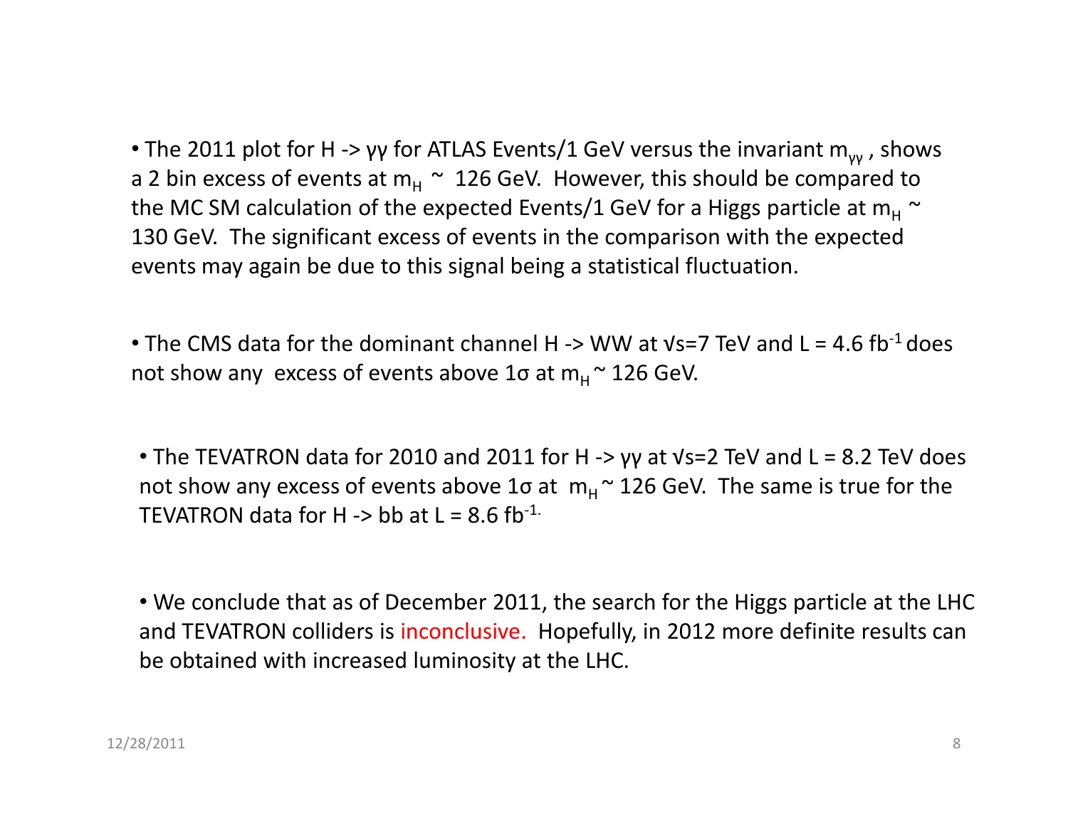- The 2011 plot for H -> γγ for ATLAS Events/1 GeV versus the invariant $m_{\gamma\gamma}$ , shows a 2 bin excess of events at $m_H$ ~ 126 GeV. However, this should be compared to the MC SM calculation of the expected Events/1 GeV for a Higgs particle at $m_H$ ~ 130 GeV. The significant excess of events in the comparison with the expected events may again be due to this signal being a statistical fluctuation.

- The CMS data for the dominant channel H -> WW at √s=7 TeV and L = 4.6 $fb^{-1}$ does not show any excess of events above 1σ at $m_H$ ~ 126 GeV.

- The TEVATRON data for 2010 and 2011 for H -> γγ at √s=2 TeV and L = 8.2 TeV does not show any excess of events above 1σ at $m_H$ ~ 126 GeV. The same is true for the TEVATRON data for H -> bb at L = 8.6 $fb^{-1}$.

- We conclude that as of December 2011, the search for the Higgs particle at the LHC and TEVATRON colliders is inconclusive. Hopefully, in 2012 more definite results can be obtained with increased luminosity at the LHC.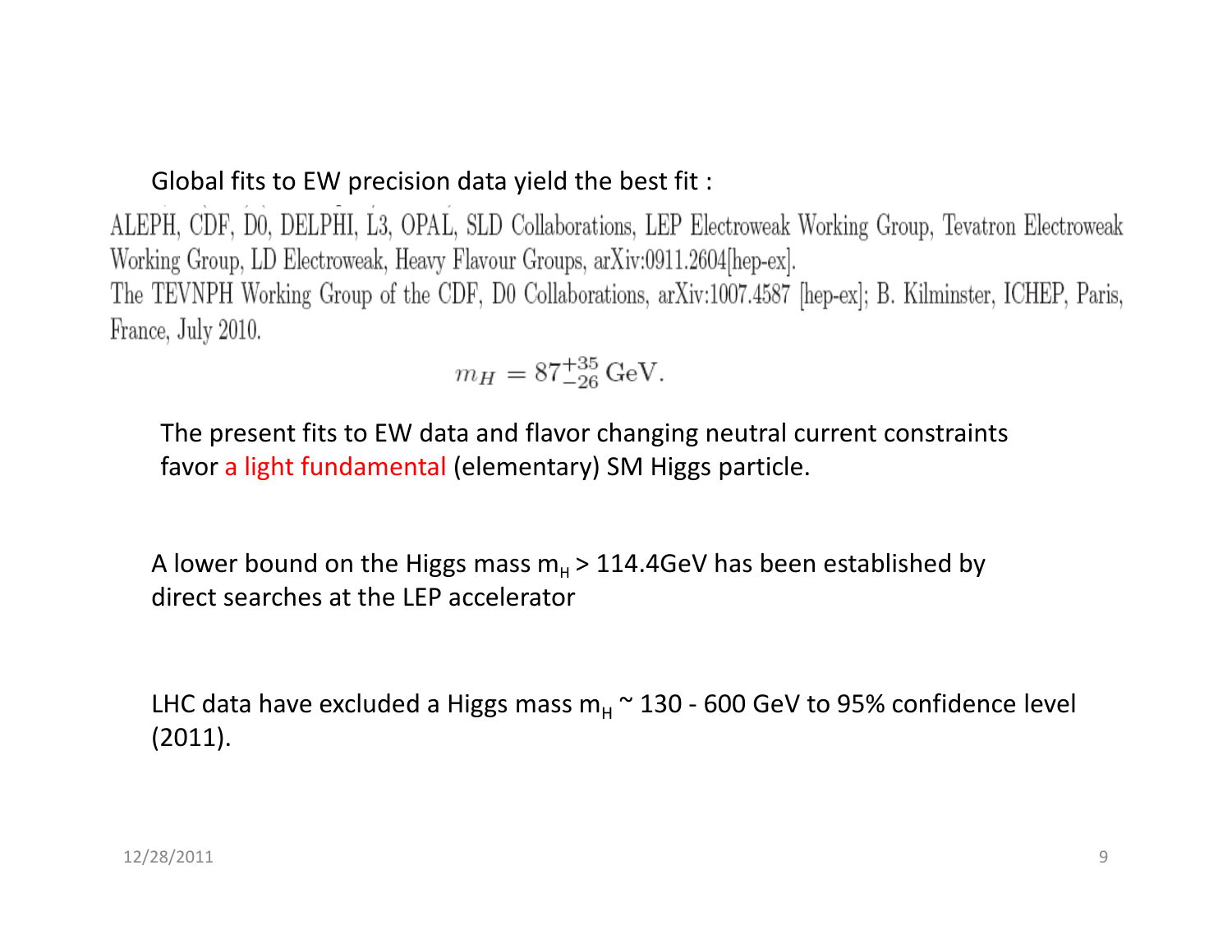Global fits to EW precision data yield the best fit :

ALEPH, CDF, D0, DELPHI, L3, OPAL, SLD Collaborations, LEP Electroweak Working Group, Tevatron Electroweak Working Group, LD Electroweak, Heavy Flavour Groups, arXiv:0911.2604[hep-ex].
The TEVNPH Working Group of the CDF, D0 Collaborations, arXiv:1007.4587 [hep-ex]; B. Kilminster, ICHEP, Paris, France, July 2010.

$$m_H = 87^{+35}_{-26}\,\mathrm{GeV}.$$

The present fits to EW data and flavor changing neutral current constraints favor a light fundamental (elementary) SM Higgs particle.

A lower bound on the Higgs mass $m_H > 114.4\mathrm{GeV}$ has been established by direct searches at the LEP accelerator

LHC data have excluded a Higgs mass $m_H \sim 130$ - 600 GeV to 95% confidence level (2011).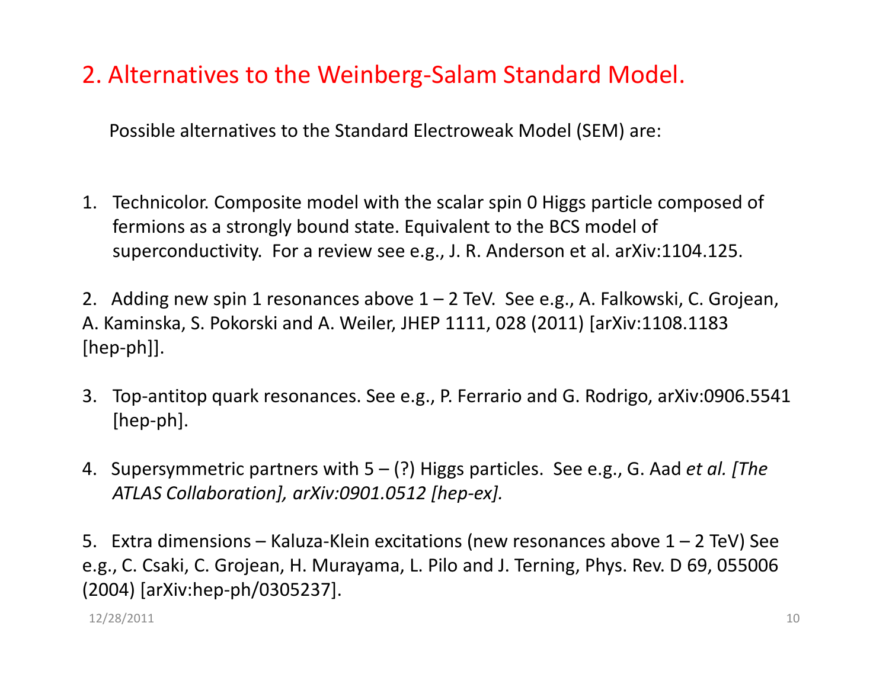## 2. Alternatives to the Weinberg-Salam Standard Model.

Possible alternatives to the Standard Electroweak Model (SEM) are:

1. Technicolor. Composite model with the scalar spin 0 Higgs particle composed of fermions as a strongly bound state. Equivalent to the BCS model of superconductivity. For a review see e.g., J. R. Anderson et al. arXiv:1104.125.

2. Adding new spin 1 resonances above 1 – 2 TeV. See e.g., A. Falkowski, C. Grojean, A. Kaminska, S. Pokorski and A. Weiler, JHEP 1111, 028 (2011) [arXiv:1108.1183 [hep-ph]].

3. Top-antitop quark resonances. See e.g., P. Ferrario and G. Rodrigo, arXiv:0906.5541 [hep-ph].

4. Supersymmetric partners with 5 – (?) Higgs particles. See e.g., G. Aad *et al. [The ATLAS Collaboration], arXiv:0901.0512 [hep-ex].*

5. Extra dimensions – Kaluza-Klein excitations (new resonances above 1 – 2 TeV) See e.g., C. Csaki, C. Grojean, H. Murayama, L. Pilo and J. Terning, Phys. Rev. D 69, 055006 (2004) [arXiv:hep-ph/0305237].

12/28/2011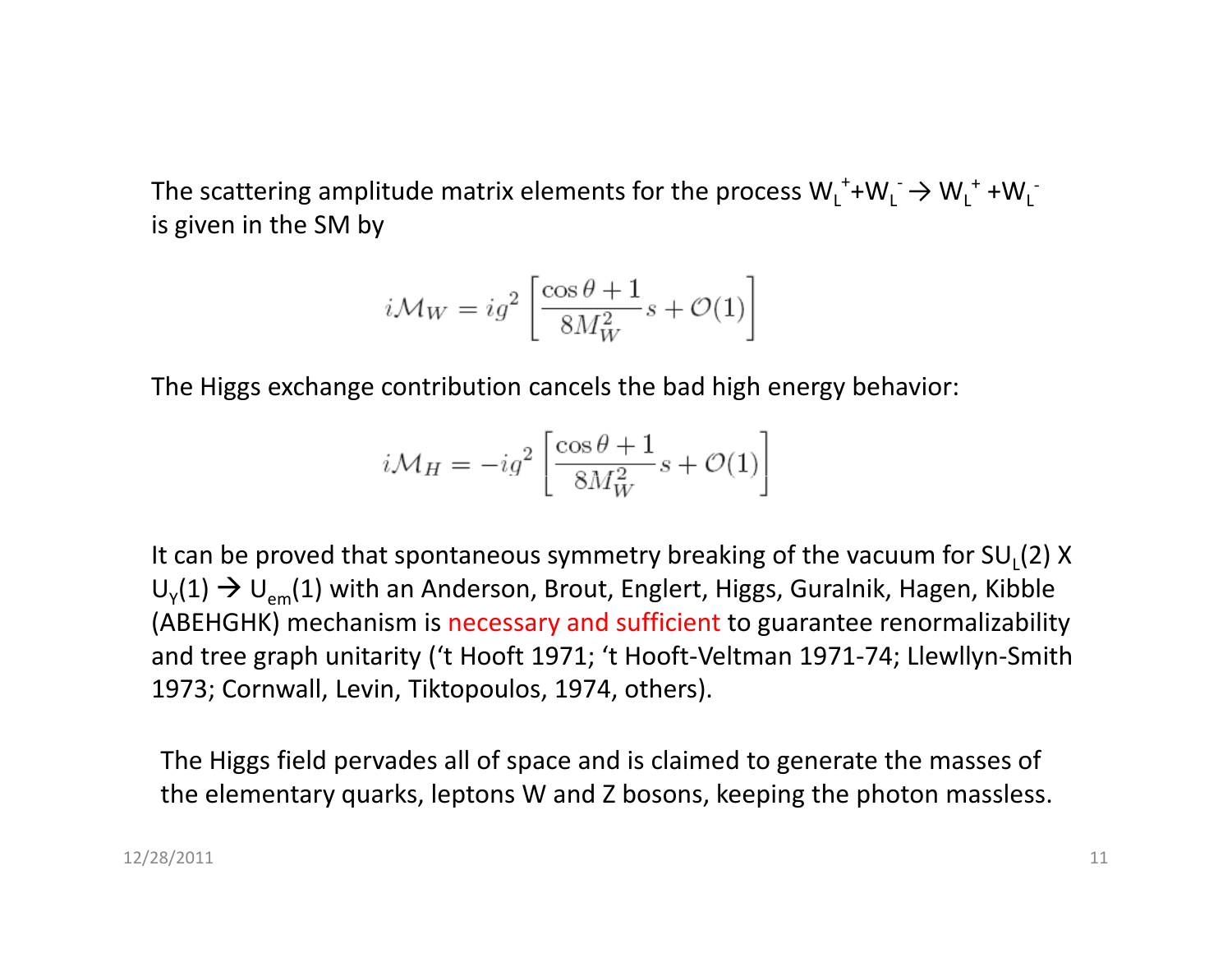The scattering amplitude matrix elements for the process $W_L^+ + W_L^- \rightarrow W_L^+ + W_L^-$ is given in the SM by

$$i\mathcal{M}_W = ig^2 \left[ \frac{\cos\theta + 1}{8M_W^2} s + \mathcal{O}(1) \right]$$

The Higgs exchange contribution cancels the bad high energy behavior:

$$i\mathcal{M}_H = -ig^2 \left[ \frac{\cos\theta + 1}{8M_W^2} s + \mathcal{O}(1) \right]$$

It can be proved that spontaneous symmetry breaking of the vacuum for $SU_L(2) \times U_Y(1) \rightarrow U_{em}(1)$ with an Anderson, Brout, Englert, Higgs, Guralnik, Hagen, Kibble (ABEHGHK) mechanism is necessary and sufficient to guarantee renormalizability and tree graph unitarity (‘t Hooft 1971; ‘t Hooft-Veltman 1971-74; Llewllyn-Smith 1973; Cornwall, Levin, Tiktopoulos, 1974, others).

The Higgs field pervades all of space and is claimed to generate the masses of the elementary quarks, leptons W and Z bosons, keeping the photon massless.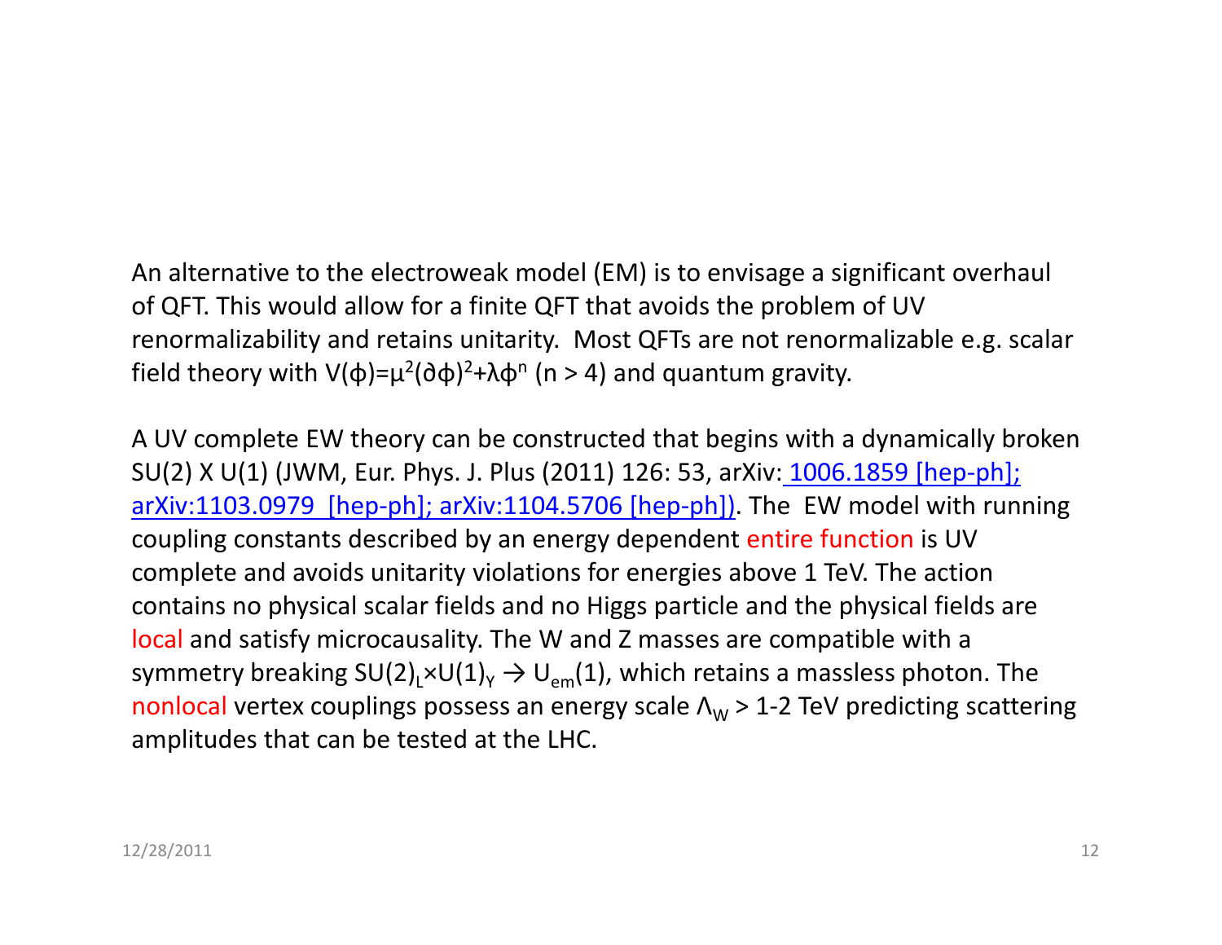An alternative to the electroweak model (EM) is to envisage a significant overhaul of QFT. This would allow for a finite QFT that avoids the problem of UV renormalizability and retains unitarity. Most QFTs are not renormalizable e.g. scalar field theory with $V(\phi)=\mu^2(\partial\phi)^2+\lambda\phi^n$ ($n > 4$) and quantum gravity.

A UV complete EW theory can be constructed that begins with a dynamically broken SU(2) X U(1) (JWM, Eur. Phys. J. Plus (2011) 126: 53, arXiv: 1006.1859 [hep-ph]; arXiv:1103.0979 [hep-ph]; arXiv:1104.5706 [hep-ph]). The EW model with running coupling constants described by an energy dependent entire function is UV complete and avoids unitarity violations for energies above 1 TeV. The action contains no physical scalar fields and no Higgs particle and the physical fields are local and satisfy microcausality. The W and Z masses are compatible with a symmetry breaking $SU(2)_L\times U(1)_Y \rightarrow U_{em}(1)$, which retains a massless photon. The nonlocal vertex couplings possess an energy scale $\Lambda_W > 1\text{-}2$ TeV predicting scattering amplitudes that can be tested at the LHC.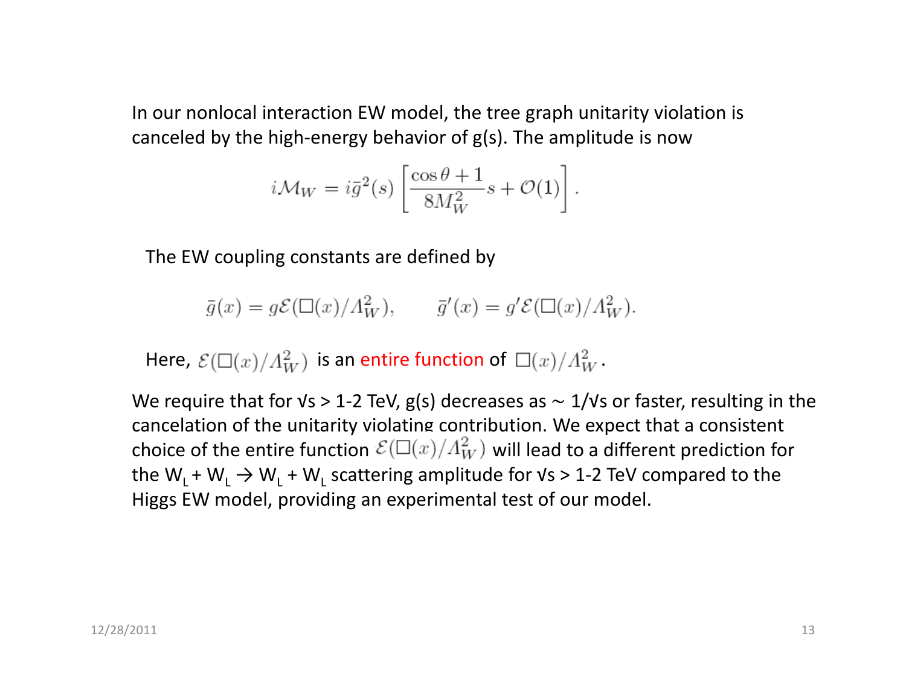In our nonlocal interaction EW model, the tree graph unitarity violation is canceled by the high-energy behavior of g(s). The amplitude is now

$$i\mathcal{M}_W = i\bar{g}^2(s)\left[\frac{\cos\theta + 1}{8M_W^2}s + \mathcal{O}(1)\right].$$

The EW coupling constants are defined by

$$\bar{g}(x) = g\mathcal{E}(\Box(x)/\Lambda_W^2), \qquad \bar{g}'(x) = g'\mathcal{E}(\Box(x)/\Lambda_W^2).$$

Here, $\mathcal{E}(\Box(x)/\Lambda_W^2)$ is an entire function of $\Box(x)/\Lambda_W^2$.

We require that for $\sqrt{s}$ > 1-2 TeV, g(s) decreases as $\sim 1/\sqrt{s}$ or faster, resulting in the cancelation of the unitarity violating contribution. We expect that a consistent choice of the entire function $\mathcal{E}(\Box(x)/\Lambda_W^2)$ will lead to a different prediction for the $W_L + W_L \rightarrow W_L + W_L$ scattering amplitude for $\sqrt{s}$ > 1-2 TeV compared to the Higgs EW model, providing an experimental test of our model.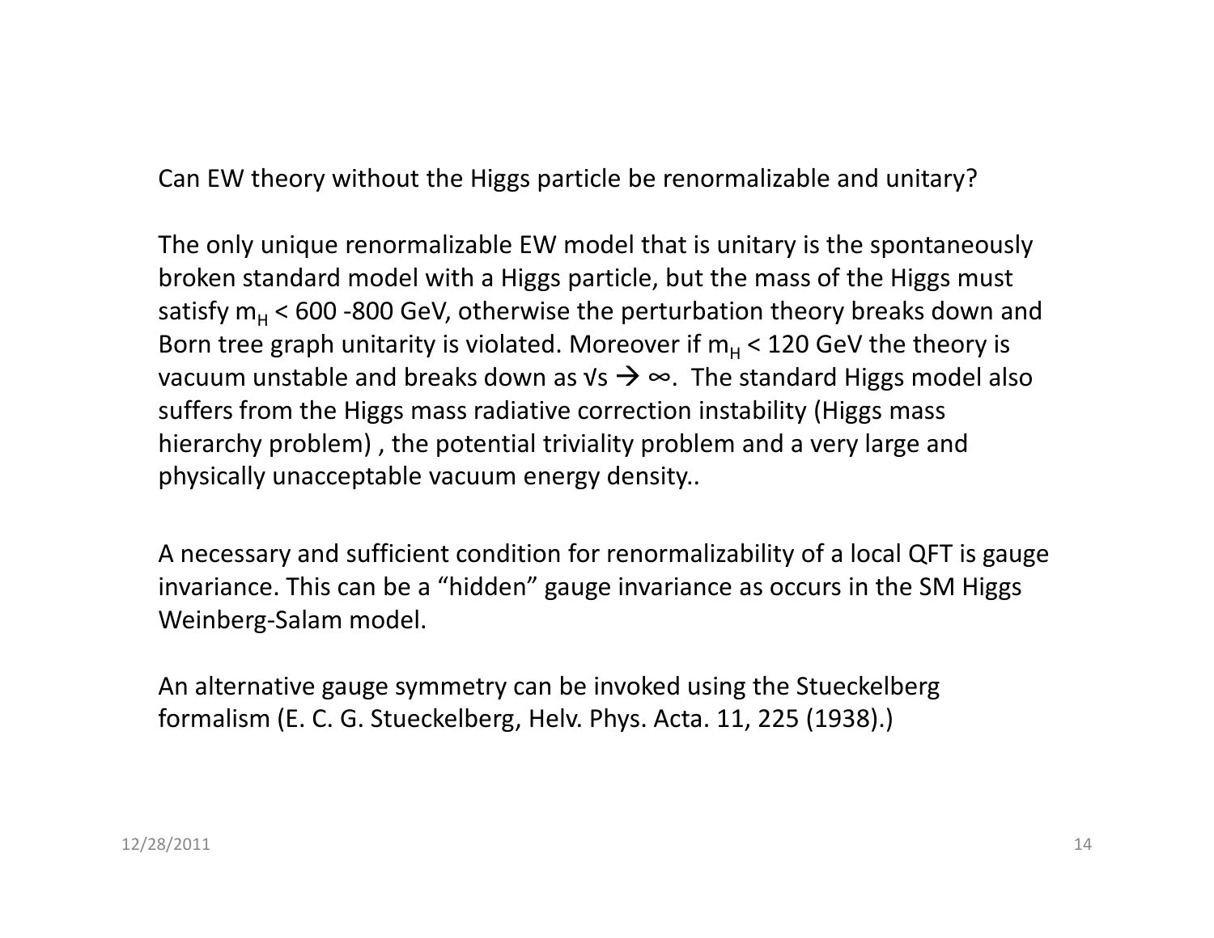Can EW theory without the Higgs particle be renormalizable and unitary?

The only unique renormalizable EW model that is unitary is the spontaneously broken standard model with a Higgs particle, but the mass of the Higgs must satisfy $m_H < 600$ -800 GeV, otherwise the perturbation theory breaks down and Born tree graph unitarity is violated. Moreover if $m_H < 120$ GeV the theory is vacuum unstable and breaks down as $\sqrt{s} \rightarrow \infty$. The standard Higgs model also suffers from the Higgs mass radiative correction instability (Higgs mass hierarchy problem) , the potential triviality problem and a very large and physically unacceptable vacuum energy density..

A necessary and sufficient condition for renormalizability of a local QFT is gauge invariance. This can be a "hidden" gauge invariance as occurs in the SM Higgs Weinberg-Salam model.

An alternative gauge symmetry can be invoked using the Stueckelberg formalism (E. C. G. Stueckelberg, Helv. Phys. Acta. 11, 225 (1938).)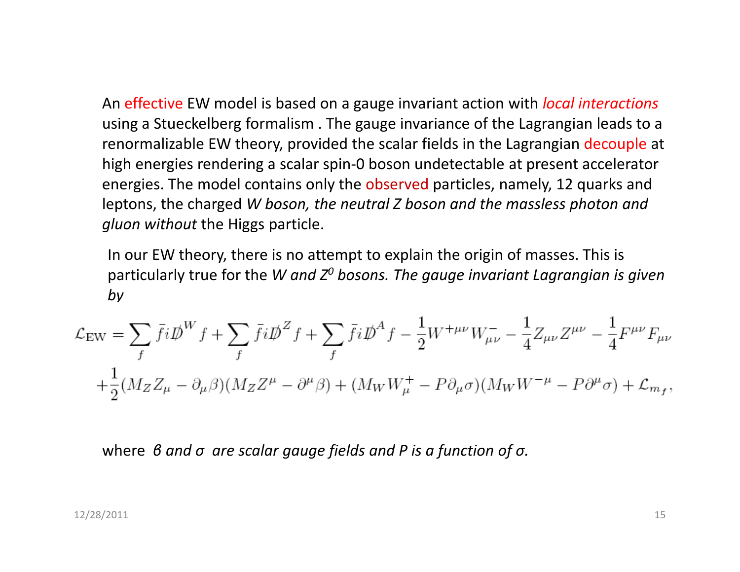An effective EW model is based on a gauge invariant action with *local interactions* using a Stueckelberg formalism . The gauge invariance of the Lagrangian leads to a renormalizable EW theory, provided the scalar fields in the Lagrangian decouple at high energies rendering a scalar spin-0 boson undetectable at present accelerator energies. The model contains only the observed particles, namely, 12 quarks and leptons, the charged *W boson, the neutral Z boson and the massless photon and gluon without* the Higgs particle.

In our EW theory, there is no attempt to explain the origin of masses. This is particularly true for the *W and $Z^0$ bosons. The gauge invariant Lagrangian is given by*

$$
\mathcal{L}_{\rm EW} = \sum_f \bar{f} i \not{D}^W f + \sum_f \bar{f} i \not{D}^Z f + \sum_f \bar{f} i \not{D}^A f - \frac{1}{2} W^{+\mu\nu} W^-_{\mu\nu} - \frac{1}{4} Z_{\mu\nu} Z^{\mu\nu} - \frac{1}{4} F^{\mu\nu} F_{\mu\nu}
$$

$$
+ \frac{1}{2}(M_Z Z_\mu - \partial_\mu \beta)(M_Z Z^\mu - \partial^\mu \beta) + (M_W W^+_\mu - P \partial_\mu \sigma)(M_W W^{-\mu} - P \partial^\mu \sigma) + \mathcal{L}_{m_f},
$$

where *$\beta$ and $\sigma$ are scalar gauge fields and $P$ is a function of $\sigma$.*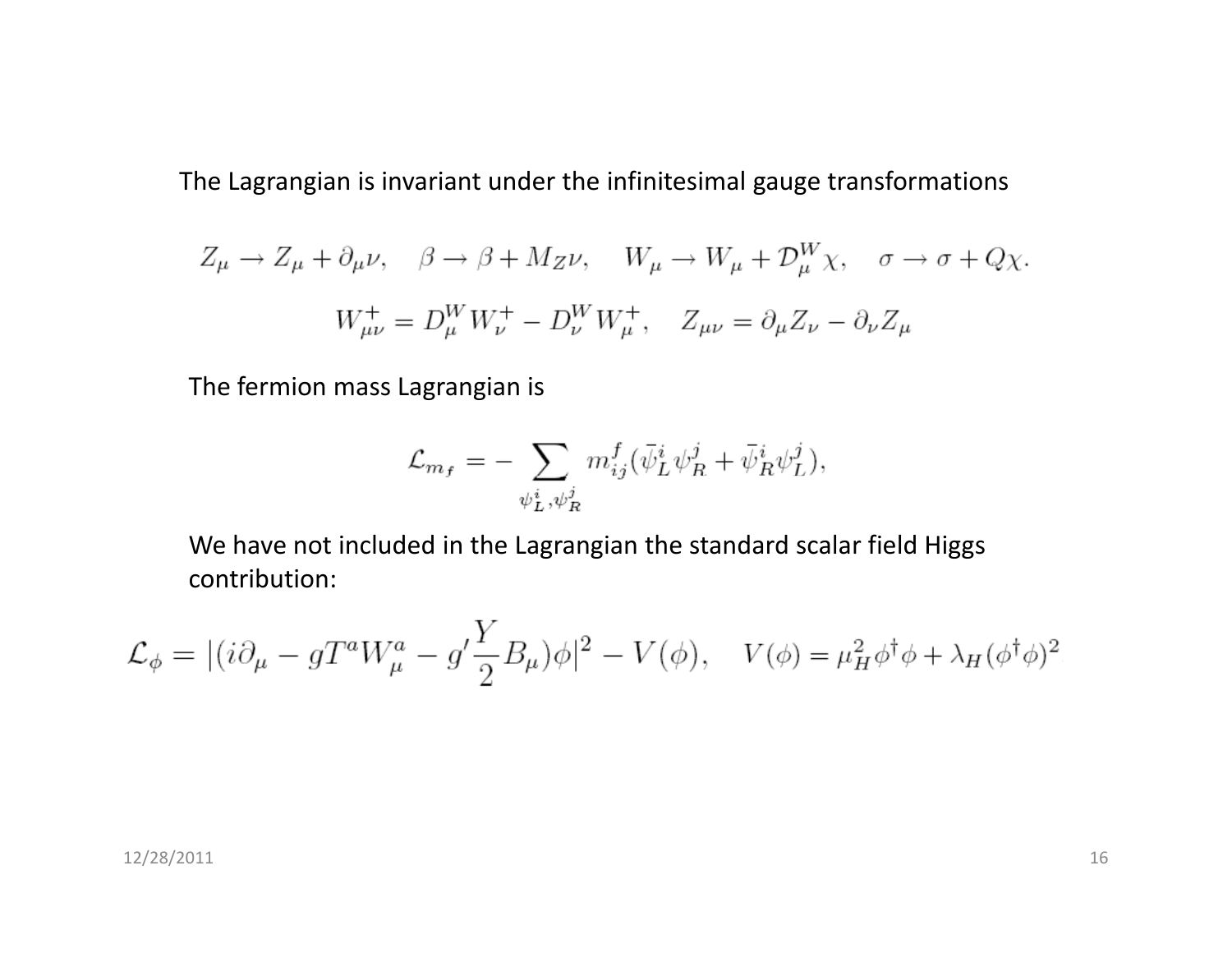The Lagrangian is invariant under the infinitesimal gauge transformations

$$Z_\mu \to Z_\mu + \partial_\mu \nu, \quad \beta \to \beta + M_Z \nu, \quad W_\mu \to W_\mu + \mathcal{D}^W_\mu \chi, \quad \sigma \to \sigma + Q\chi.$$

$$W^+_{\mu\nu} = D^W_\mu W^+_\nu - D^W_\nu W^+_\mu, \quad Z_{\mu\nu} = \partial_\mu Z_\nu - \partial_\nu Z_\mu$$

The fermion mass Lagrangian is

$$\mathcal{L}_{m_f} = - \sum_{\psi^i_L, \psi^j_R} m^f_{ij} (\bar{\psi}^i_L \psi^j_R + \bar{\psi}^i_R \psi^j_L),$$

We have not included in the Lagrangian the standard scalar field Higgs contribution:

$$\mathcal{L}_\phi = |(i\partial_\mu - g T^a W^a_\mu - g' \frac{Y}{2} B_\mu)\phi|^2 - V(\phi), \quad V(\phi) = \mu^2_H \phi^\dagger \phi + \lambda_H (\phi^\dagger \phi)^2$$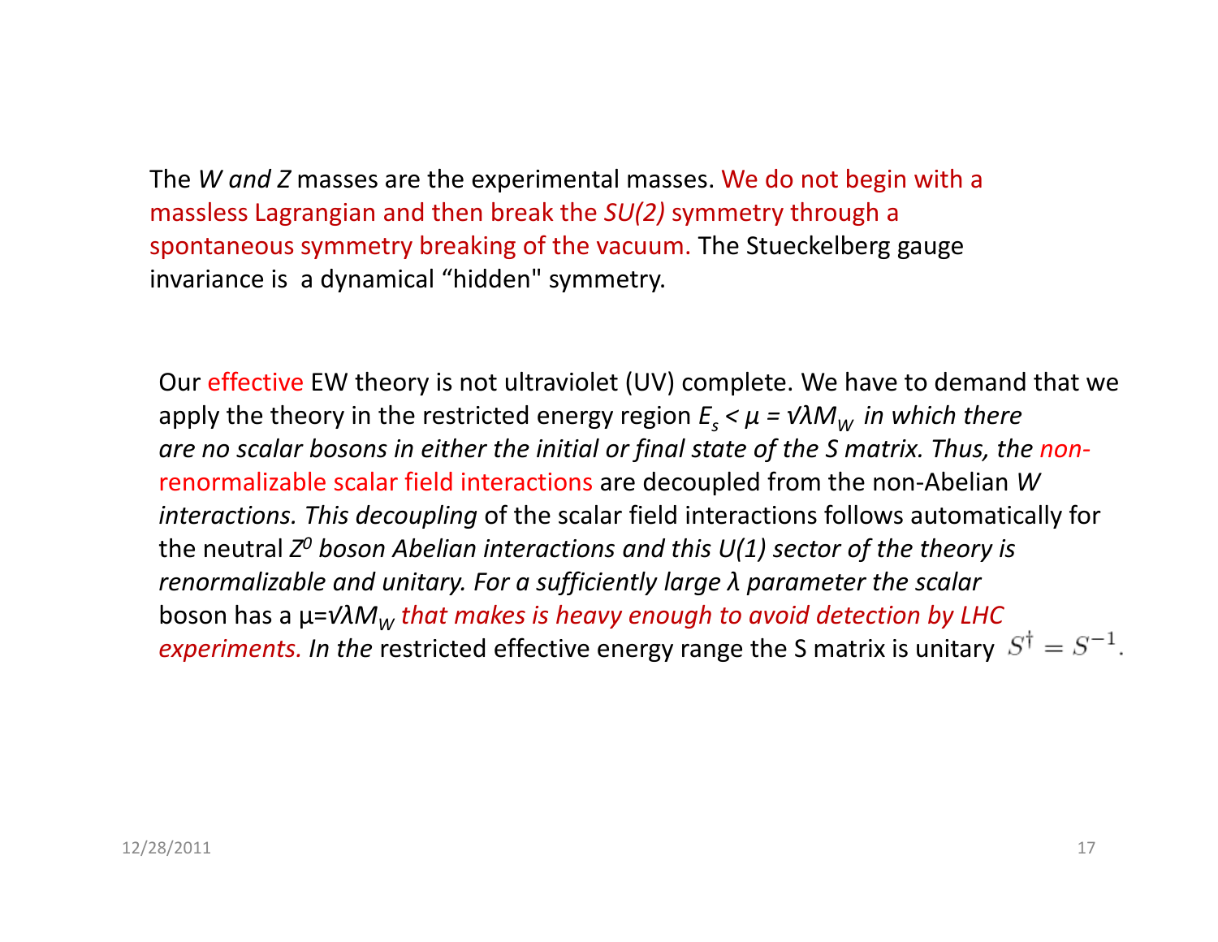The *W and Z* masses are the experimental masses. We do not begin with a massless Lagrangian and then break the *SU(2)* symmetry through a spontaneous symmetry breaking of the vacuum. The Stueckelberg gauge invariance is a dynamical "hidden" symmetry.

Our effective EW theory is not ultraviolet (UV) complete. We have to demand that we apply the theory in the restricted energy region $E_s < \mu = \sqrt{\lambda} M_W$ *in which there are no scalar bosons in either the initial or final state of the S matrix. Thus, the* non-renormalizable scalar field interactions are decoupled from the non-Abelian *W interactions. This decoupling* of the scalar field interactions follows automatically for the neutral $Z^0$ *boson Abelian interactions and this U(1) sector of the theory is renormalizable and unitary. For a sufficiently large λ parameter the scalar* boson has a $\mu = \sqrt{\lambda} M_W$ *that makes is heavy enough to avoid detection by LHC experiments. In the* restricted effective energy range the S matrix is unitary $S^\dagger = S^{-1}$.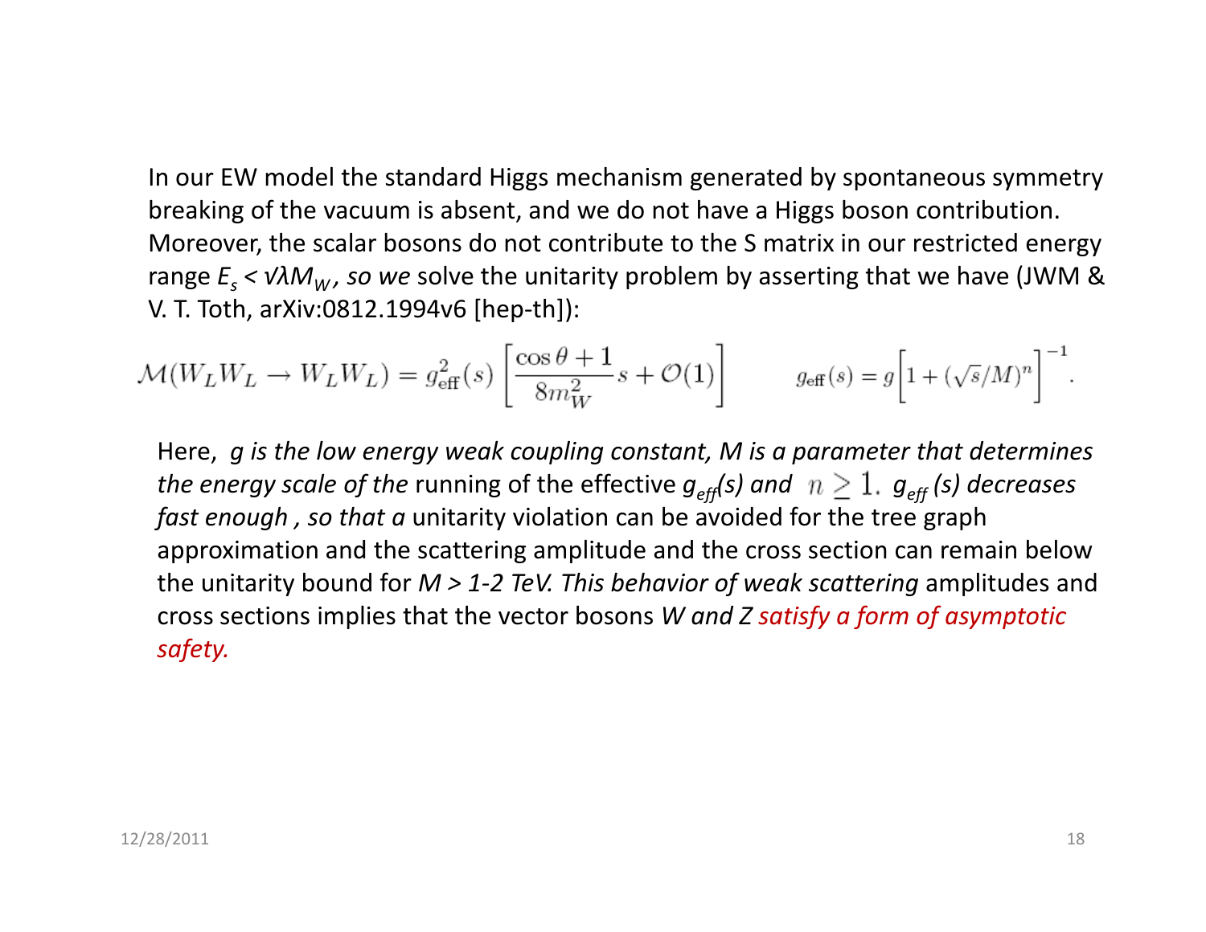In our EW model the standard Higgs mechanism generated by spontaneous symmetry breaking of the vacuum is absent, and we do not have a Higgs boson contribution. Moreover, the scalar bosons do not contribute to the S matrix in our restricted energy range $E_s < \sqrt{\lambda} M_W$*, so we* solve the unitarity problem by asserting that we have (JWM & V. T. Toth, arXiv:0812.1994v6 [hep-th]):

$$\mathcal{M}(W_L W_L \to W_L W_L) = g_{\rm eff}^2(s)\left[\frac{\cos\theta + 1}{8m_W^2}s + \mathcal{O}(1)\right] \qquad g_{\rm eff}(s) = g\left[1 + (\sqrt{s}/M)^n\right]^{-1}.$$

Here, *$g$ is the low energy weak coupling constant, $M$ is a parameter that determines the energy scale of the* running of the effective $g_{eff}(s)$ *and* $n \geq 1$. $g_{eff}(s)$ *decreases fast enough , so that a* unitarity violation can be avoided for the tree graph approximation and the scattering amplitude and the cross section can remain below the unitarity bound for *$M > 1$-$2$ TeV. This behavior of weak scattering* amplitudes and cross sections implies that the vector bosons *W and Z satisfy a form of asymptotic safety.*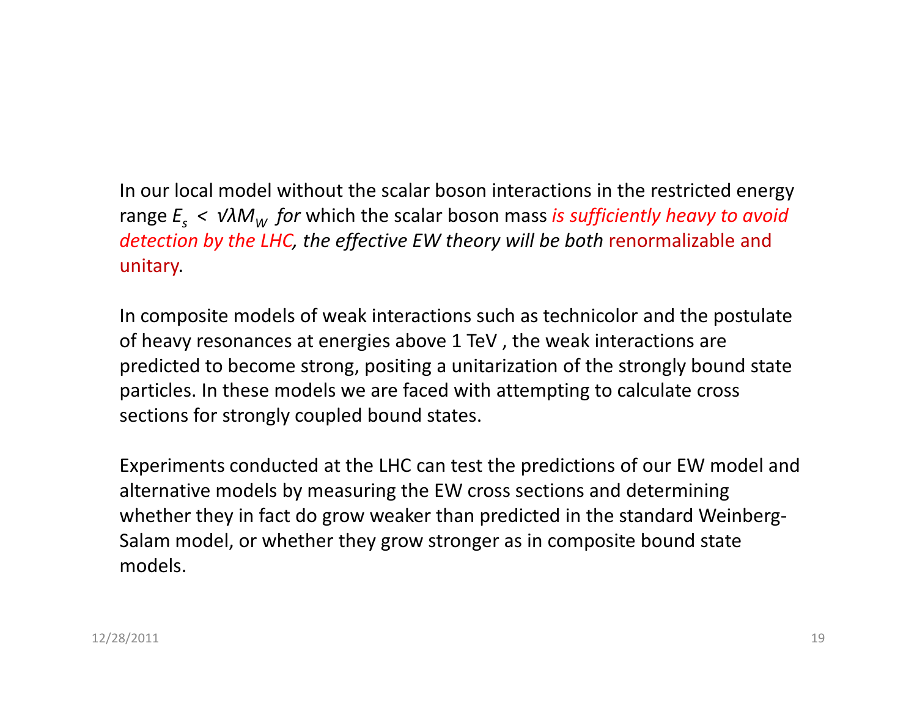In our local model without the scalar boson interactions in the restricted energy range $E_s < \sqrt{\lambda} M_W$ *for* which the scalar boson mass *is sufficiently heavy to avoid detection by the LHC, the effective EW theory will be both* renormalizable and unitary.

In composite models of weak interactions such as technicolor and the postulate of heavy resonances at energies above 1 TeV , the weak interactions are predicted to become strong, positing a unitarization of the strongly bound state particles. In these models we are faced with attempting to calculate cross sections for strongly coupled bound states.

Experiments conducted at the LHC can test the predictions of our EW model and alternative models by measuring the EW cross sections and determining whether they in fact do grow weaker than predicted in the standard Weinberg-Salam model, or whether they grow stronger as in composite bound state models.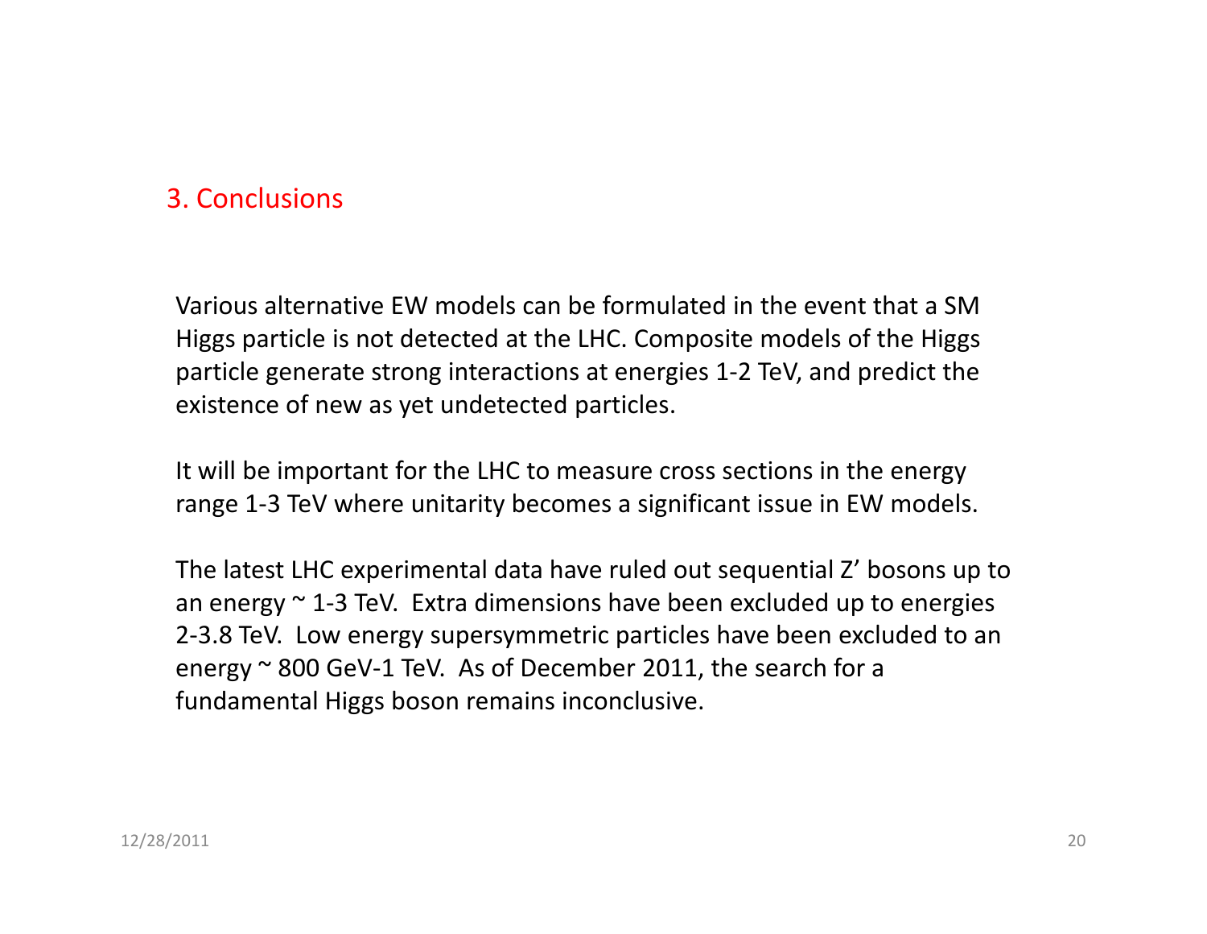## 3. Conclusions

Various alternative EW models can be formulated in the event that a SM Higgs particle is not detected at the LHC. Composite models of the Higgs particle generate strong interactions at energies 1-2 TeV, and predict the existence of new as yet undetected particles.

It will be important for the LHC to measure cross sections in the energy range 1-3 TeV where unitarity becomes a significant issue in EW models.

The latest LHC experimental data have ruled out sequential Z' bosons up to an energy ~ 1-3 TeV. Extra dimensions have been excluded up to energies 2-3.8 TeV. Low energy supersymmetric particles have been excluded to an energy ~ 800 GeV-1 TeV. As of December 2011, the search for a fundamental Higgs boson remains inconclusive.